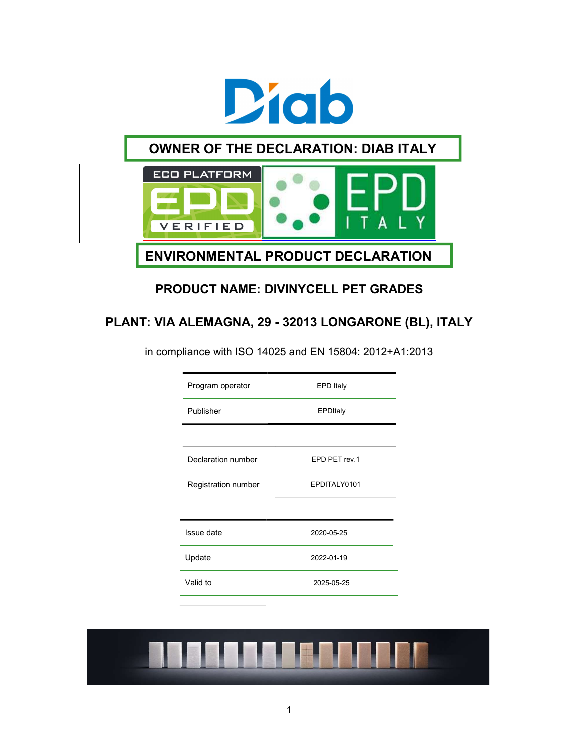# OWNER OF THE DECLARATION: DIAB ITALY

# ENVIRONMENTAL PRODUCT DECLARATION

## PRODUCT NAME: DIVINYCELL PET GRADES

## PLANT: VIA ALEMAGNA, 29 - 32013 LONGARONE (BL), ITALY

in compliance with ISO 14025 and EN 15804: 2012+A1:2013

| | |
|---|---|
| Program operator | EPD Italy |
| Publisher | EPDItaly |

| | |
|---|---|
| Declaration number | EPD PET rev.1 |
| Registration number | EPDITALY0101 |

| | |
|---|---|
| Issue date | 2020-05-25 |
| Update | 2022-01-19 |
| Valid to | 2025-05-25 |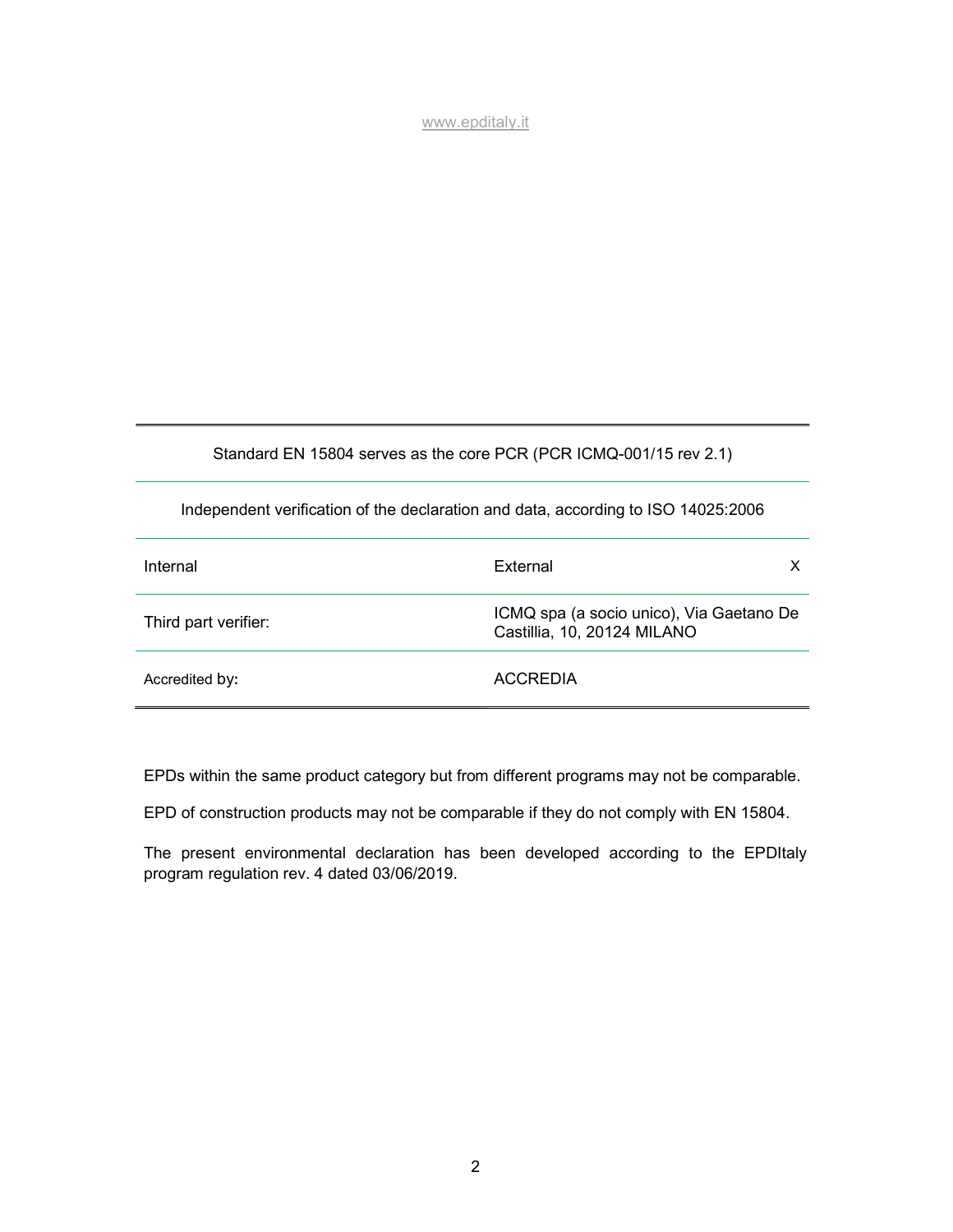www.epditaly.it

| Standard EN 15804 serves as the core PCR (PCR ICMQ-001/15 rev 2.1) | | |
|---|---|---|
| Independent verification of the declaration and data, according to ISO 14025:2006 | | |
| Internal | External | X |
| Third part verifier: | ICMQ spa (a socio unico), Via Gaetano De Castillia, 10, 20124 MILANO | |
| Accredited by**:** | ACCREDIA | |

EPDs within the same product category but from different programs may not be comparable.

EPD of construction products may not be comparable if they do not comply with EN 15804.

The present environmental declaration has been developed according to the EPDItaly program regulation rev. 4 dated 03/06/2019.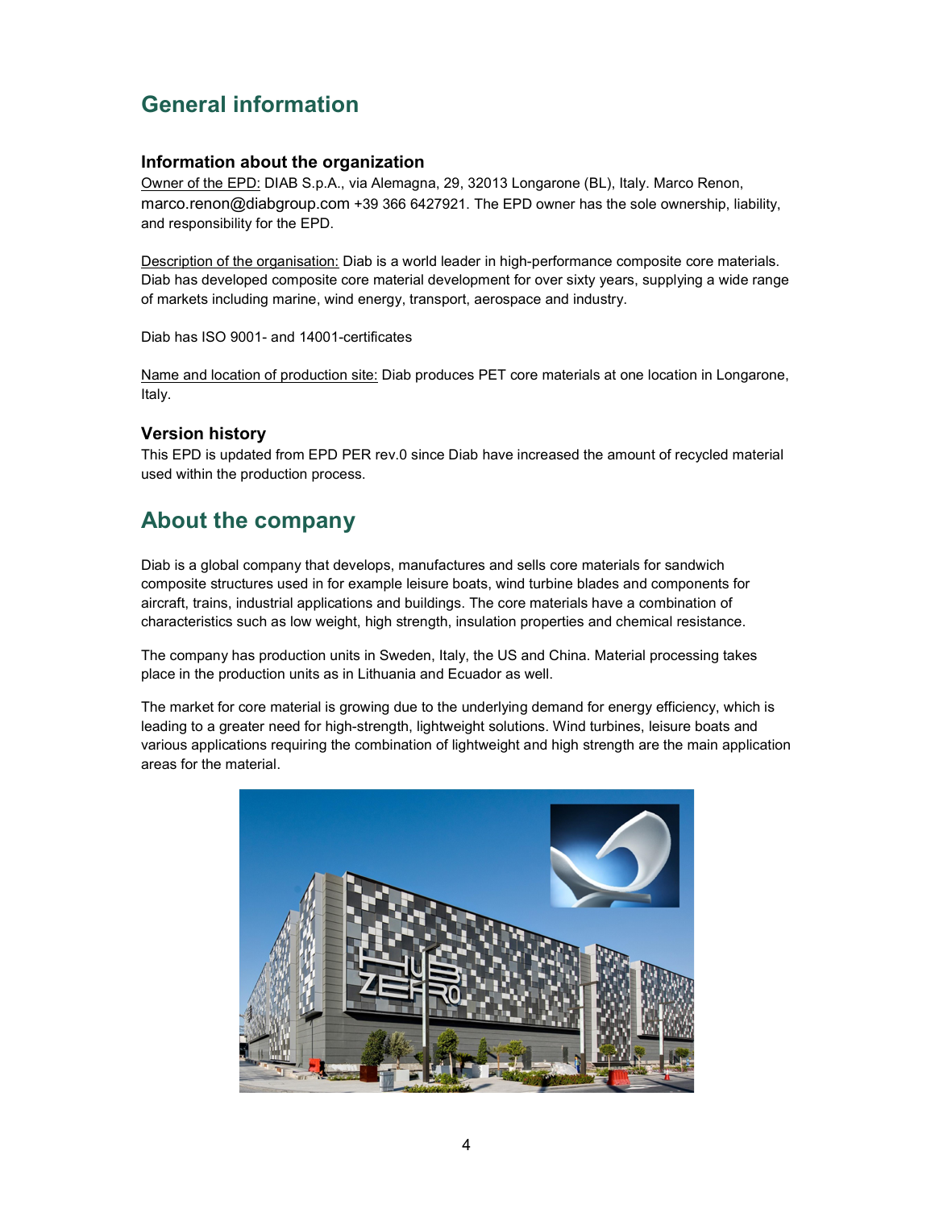# General information

### Information about the organization

Owner of the EPD: DIAB S.p.A., via Alemagna, 29, 32013 Longarone (BL), Italy. Marco Renon, marco.renon@diabgroup.com +39 366 6427921. The EPD owner has the sole ownership, liability, and responsibility for the EPD.

Description of the organisation: Diab is a world leader in high-performance composite core materials. Diab has developed composite core material development for over sixty years, supplying a wide range of markets including marine, wind energy, transport, aerospace and industry.

Diab has ISO 9001- and 14001-certificates

Name and location of production site: Diab produces PET core materials at one location in Longarone, Italy.

### Version history

This EPD is updated from EPD PER rev.0 since Diab have increased the amount of recycled material used within the production process.

# About the company

Diab is a global company that develops, manufactures and sells core materials for sandwich composite structures used in for example leisure boats, wind turbine blades and components for aircraft, trains, industrial applications and buildings. The core materials have a combination of characteristics such as low weight, high strength, insulation properties and chemical resistance.

The company has production units in Sweden, Italy, the US and China. Material processing takes place in the production units as in Lithuania and Ecuador as well.

The market for core material is growing due to the underlying demand for energy efficiency, which is leading to a greater need for high-strength, lightweight solutions. Wind turbines, leisure boats and various applications requiring the combination of lightweight and high strength are the main application areas for the material.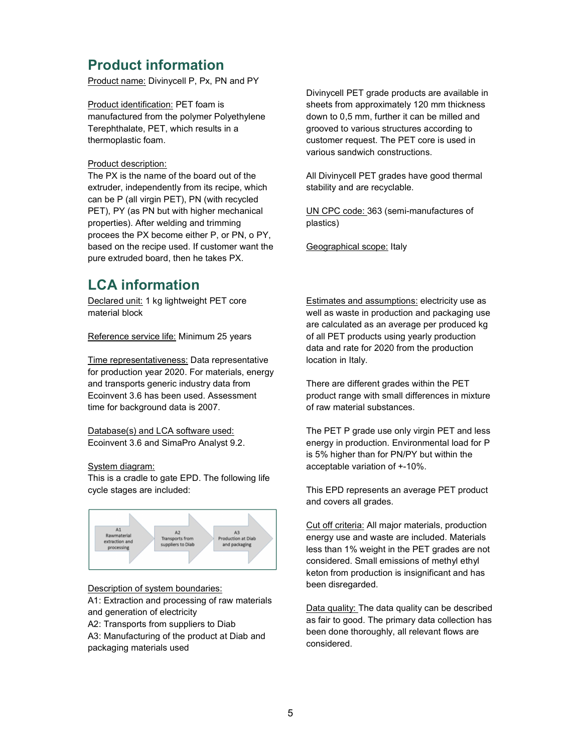## Product information

Product name: Divinycell P, Px, PN and PY

Product identification: PET foam is manufactured from the polymer Polyethylene Terephthalate, PET, which results in a thermoplastic foam.

Product description:
The PX is the name of the board out of the extruder, independently from its recipe, which can be P (all virgin PET), PN (with recycled PET), PY (as PN but with higher mechanical properties). After welding and trimming procees the PX become either P, or PN, o PY, based on the recipe used. If customer want the pure extruded board, then he takes PX.

Divinycell PET grade products are available in sheets from approximately 120 mm thickness down to 0,5 mm, further it can be milled and grooved to various structures according to customer request. The PET core is used in various sandwich constructions.

All Divinycell PET grades have good thermal stability and are recyclable.

UN CPC code: 363 (semi-manufactures of plastics)

Geographical scope: Italy

## LCA information

Declared unit: 1 kg lightweight PET core material block

Reference service life: Minimum 25 years

Time representativeness: Data representative for production year 2020. For materials, energy and transports generic industry data from Ecoinvent 3.6 has been used. Assessment time for background data is 2007.

Database(s) and LCA software used: Ecoinvent 3.6 and SimaPro Analyst 9.2.

System diagram:
This is a cradle to gate EPD. The following life cycle stages are included:

A1 Rawmaterial extraction and processing → A2 Transports from suppliers to Diab → A3 Production at Diab and packaging

Description of system boundaries:
A1: Extraction and processing of raw materials and generation of electricity
A2: Transports from suppliers to Diab
A3: Manufacturing of the product at Diab and packaging materials used

Estimates and assumptions: electricity use as well as waste in production and packaging use are calculated as an average per produced kg of all PET products using yearly production data and rate for 2020 from the production location in Italy.

There are different grades within the PET product range with small differences in mixture of raw material substances.

The PET P grade use only virgin PET and less energy in production. Environmental load for P is 5% higher than for PN/PY but within the acceptable variation of +-10%.

This EPD represents an average PET product and covers all grades.

Cut off criteria: All major materials, production energy use and waste are included. Materials less than 1% weight in the PET grades are not considered. Small emissions of methyl ethyl keton from production is insignificant and has been disregarded.

Data quality: The data quality can be described as fair to good. The primary data collection has been done thoroughly, all relevant flows are considered.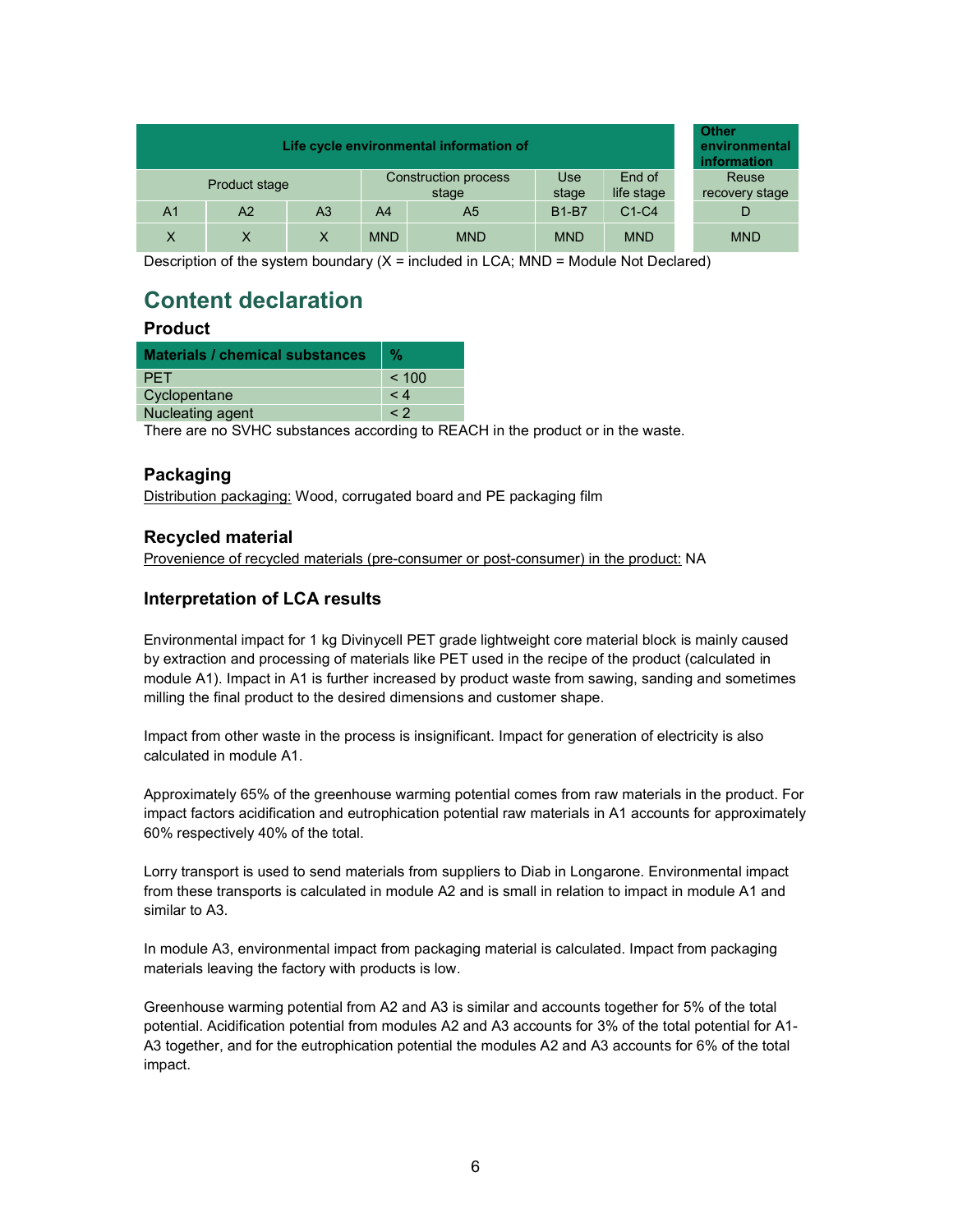| Life cycle environmental information of | | | | | | | Other environmental information |
|---|---|---|---|---|---|---|---|
| Product stage | | | Construction process stage | | Use stage | End of life stage | Reuse recovery stage |
| A1 | A2 | A3 | A4 | A5 | B1-B7 | C1-C4 | D |
| X | X | X | MND | MND | MND | MND | MND |

Description of the system boundary (X = included in LCA; MND = Module Not Declared)

## Content declaration

### Product

| Materials / chemical substances | % |
|---|---|
| PET | < 100 |
| Cyclopentane | < 4 |
| Nucleating agent | < 2 |

There are no SVHC substances according to REACH in the product or in the waste.

### Packaging

Distribution packaging: Wood, corrugated board and PE packaging film

### Recycled material

Provenience of recycled materials (pre-consumer or post-consumer) in the product: NA

### Interpretation of LCA results

Environmental impact for 1 kg Divinycell PET grade lightweight core material block is mainly caused by extraction and processing of materials like PET used in the recipe of the product (calculated in module A1). Impact in A1 is further increased by product waste from sawing, sanding and sometimes milling the final product to the desired dimensions and customer shape.

Impact from other waste in the process is insignificant. Impact for generation of electricity is also calculated in module A1.

Approximately 65% of the greenhouse warming potential comes from raw materials in the product. For impact factors acidification and eutrophication potential raw materials in A1 accounts for approximately 60% respectively 40% of the total.

Lorry transport is used to send materials from suppliers to Diab in Longarone. Environmental impact from these transports is calculated in module A2 and is small in relation to impact in module A1 and similar to A3.

In module A3, environmental impact from packaging material is calculated. Impact from packaging materials leaving the factory with products is low.

Greenhouse warming potential from A2 and A3 is similar and accounts together for 5% of the total potential. Acidification potential from modules A2 and A3 accounts for 3% of the total potential for A1-A3 together, and for the eutrophication potential the modules A2 and A3 accounts for 6% of the total impact.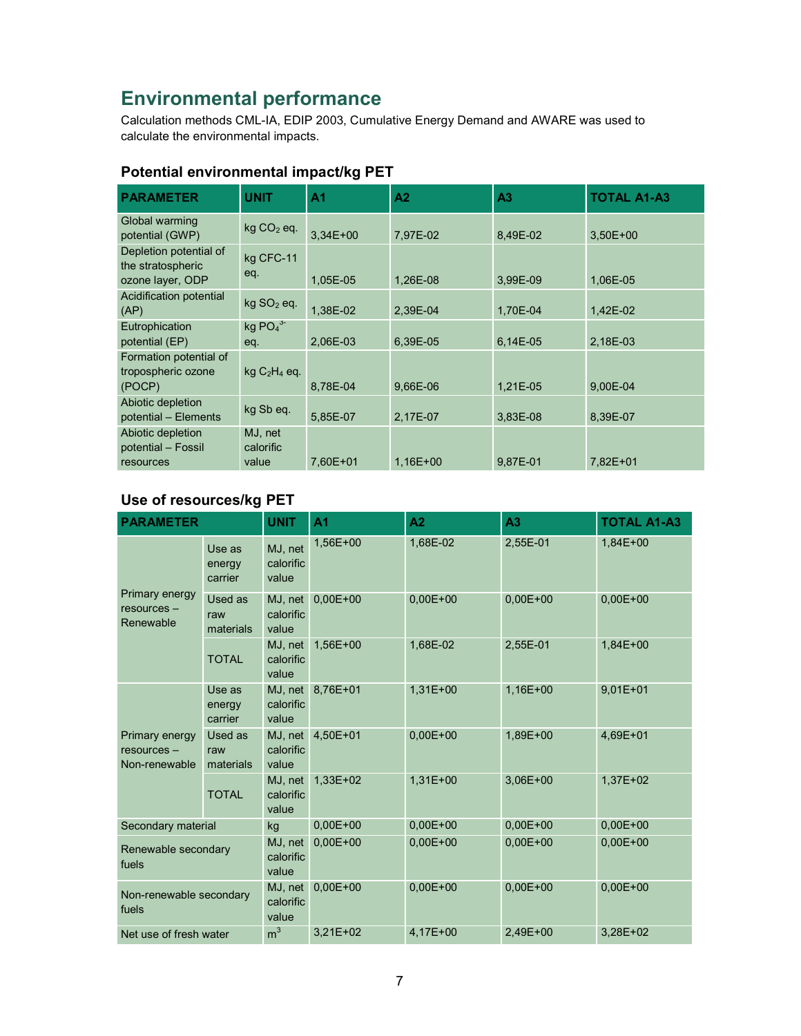## Environmental performance

Calculation methods CML-IA, EDIP 2003, Cumulative Energy Demand and AWARE was used to calculate the environmental impacts.

### Potential environmental impact/kg PET

| PARAMETER | UNIT | A1 | A2 | A3 | TOTAL A1-A3 |
|---|---|---|---|---|---|
| Global warming potential (GWP) | kg $CO_2$ eq. | 3,34E+00 | 7,97E-02 | 8,49E-02 | 3,50E+00 |
| Depletion potential of the stratospheric ozone layer, ODP | kg CFC-11 eq. | 1,05E-05 | 1,26E-08 | 3,99E-09 | 1,06E-05 |
| Acidification potential (AP) | kg $SO_2$ eq. | 1,38E-02 | 2,39E-04 | 1,70E-04 | 1,42E-02 |
| Eutrophication potential (EP) | kg $PO_4^{3-}$ eq. | 2,06E-03 | 6,39E-05 | 6,14E-05 | 2,18E-03 |
| Formation potential of tropospheric ozone (POCP) | kg $C_2H_4$ eq. | 8,78E-04 | 9,66E-06 | 1,21E-05 | 9,00E-04 |
| Abiotic depletion potential – Elements | kg Sb eq. | 5,85E-07 | 2,17E-07 | 3,83E-08 | 8,39E-07 |
| Abiotic depletion potential – Fossil resources | MJ, net calorific value | 7,60E+01 | 1,16E+00 | 9,87E-01 | 7,82E+01 |

### Use of resources/kg PET

| PARAMETER | | UNIT | A1 | A2 | A3 | TOTAL A1-A3 |
|---|---|---|---|---|---|---|
| Primary energy resources – Renewable | Use as energy carrier | MJ, net calorific value | 1,56E+00 | 1,68E-02 | 2,55E-01 | 1,84E+00 |
| | Used as raw materials | MJ, net calorific value | 0,00E+00 | 0,00E+00 | 0,00E+00 | 0,00E+00 |
| | TOTAL | MJ, net calorific value | 1,56E+00 | 1,68E-02 | 2,55E-01 | 1,84E+00 |
| Primary energy resources – Non-renewable | Use as energy carrier | MJ, net calorific value | 8,76E+01 | 1,31E+00 | 1,16E+00 | 9,01E+01 |
| | Used as raw materials | MJ, net calorific value | 4,50E+01 | 0,00E+00 | 1,89E+00 | 4,69E+01 |
| | TOTAL | MJ, net calorific value | 1,33E+02 | 1,31E+00 | 3,06E+00 | 1,37E+02 |
| Secondary material | | kg | 0,00E+00 | 0,00E+00 | 0,00E+00 | 0,00E+00 |
| Renewable secondary fuels | | MJ, net calorific value | 0,00E+00 | 0,00E+00 | 0,00E+00 | 0,00E+00 |
| Non-renewable secondary fuels | | MJ, net calorific value | 0,00E+00 | 0,00E+00 | 0,00E+00 | 0,00E+00 |
| Net use of fresh water | | $m^3$ | 3,21E+02 | 4,17E+00 | 2,49E+00 | 3,28E+02 |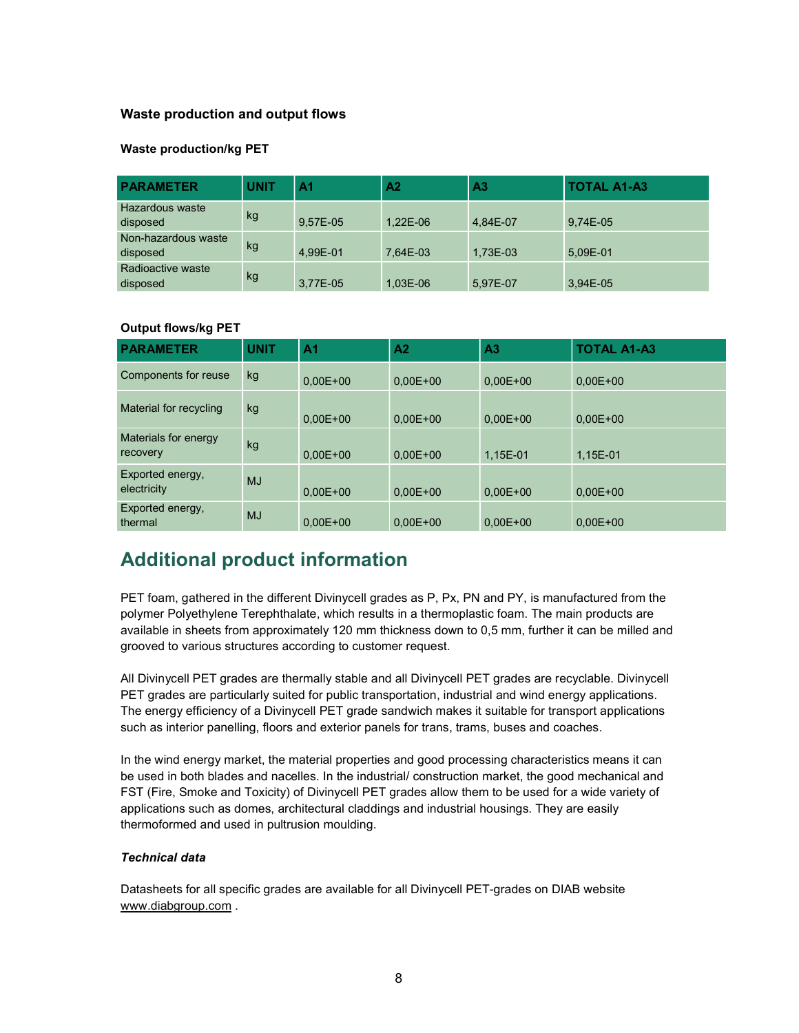### Waste production and output flows

#### Waste production/kg PET

| PARAMETER | UNIT | A1 | A2 | A3 | TOTAL A1-A3 |
|---|---|---|---|---|---|
| Hazardous waste disposed | kg | 9,57E-05 | 1,22E-06 | 4,84E-07 | 9,74E-05 |
| Non-hazardous waste disposed | kg | 4,99E-01 | 7,64E-03 | 1,73E-03 | 5,09E-01 |
| Radioactive waste disposed | kg | 3,77E-05 | 1,03E-06 | 5,97E-07 | 3,94E-05 |

#### Output flows/kg PET

| PARAMETER | UNIT | A1 | A2 | A3 | TOTAL A1-A3 |
|---|---|---|---|---|---|
| Components for reuse | kg | 0,00E+00 | 0,00E+00 | 0,00E+00 | 0,00E+00 |
| Material for recycling | kg | 0,00E+00 | 0,00E+00 | 0,00E+00 | 0,00E+00 |
| Materials for energy recovery | kg | 0,00E+00 | 0,00E+00 | 1,15E-01 | 1,15E-01 |
| Exported energy, electricity | MJ | 0,00E+00 | 0,00E+00 | 0,00E+00 | 0,00E+00 |
| Exported energy, thermal | MJ | 0,00E+00 | 0,00E+00 | 0,00E+00 | 0,00E+00 |

## Additional product information

PET foam, gathered in the different Divinycell grades as P, Px, PN and PY, is manufactured from the polymer Polyethylene Terephthalate, which results in a thermoplastic foam. The main products are available in sheets from approximately 120 mm thickness down to 0,5 mm, further it can be milled and grooved to various structures according to customer request.

All Divinycell PET grades are thermally stable and all Divinycell PET grades are recyclable. Divinycell PET grades are particularly suited for public transportation, industrial and wind energy applications. The energy efficiency of a Divinycell PET grade sandwich makes it suitable for transport applications such as interior panelling, floors and exterior panels for trans, trams, buses and coaches.

In the wind energy market, the material properties and good processing characteristics means it can be used in both blades and nacelles. In the industrial/ construction market, the good mechanical and FST (Fire, Smoke and Toxicity) of Divinycell PET grades allow them to be used for a wide variety of applications such as domes, architectural claddings and industrial housings. They are easily thermoformed and used in pultrusion moulding.

***Technical data***

Datasheets for all specific grades are available for all Divinycell PET-grades on DIAB website www.diabgroup.com .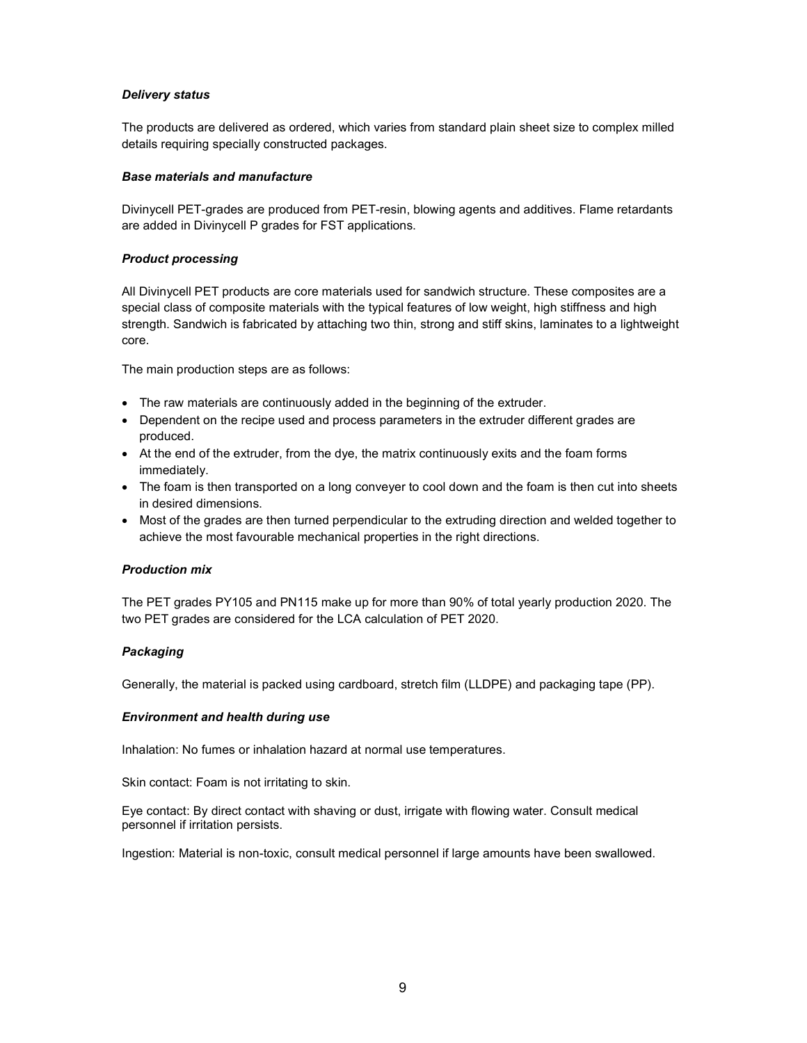***Delivery status***

The products are delivered as ordered, which varies from standard plain sheet size to complex milled details requiring specially constructed packages.

***Base materials and manufacture***

Divinycell PET-grades are produced from PET-resin, blowing agents and additives. Flame retardants are added in Divinycell P grades for FST applications.

***Product processing***

All Divinycell PET products are core materials used for sandwich structure. These composites are a special class of composite materials with the typical features of low weight, high stiffness and high strength. Sandwich is fabricated by attaching two thin, strong and stiff skins, laminates to a lightweight core.

The main production steps are as follows:

- The raw materials are continuously added in the beginning of the extruder.
- Dependent on the recipe used and process parameters in the extruder different grades are produced.
- At the end of the extruder, from the dye, the matrix continuously exits and the foam forms immediately.
- The foam is then transported on a long conveyer to cool down and the foam is then cut into sheets in desired dimensions.
- Most of the grades are then turned perpendicular to the extruding direction and welded together to achieve the most favourable mechanical properties in the right directions.

***Production mix***

The PET grades PY105 and PN115 make up for more than 90% of total yearly production 2020. The two PET grades are considered for the LCA calculation of PET 2020.

***Packaging***

Generally, the material is packed using cardboard, stretch film (LLDPE) and packaging tape (PP).

***Environment and health during use***

Inhalation: No fumes or inhalation hazard at normal use temperatures.

Skin contact: Foam is not irritating to skin.

Eye contact: By direct contact with shaving or dust, irrigate with flowing water. Consult medical personnel if irritation persists.

Ingestion: Material is non-toxic, consult medical personnel if large amounts have been swallowed.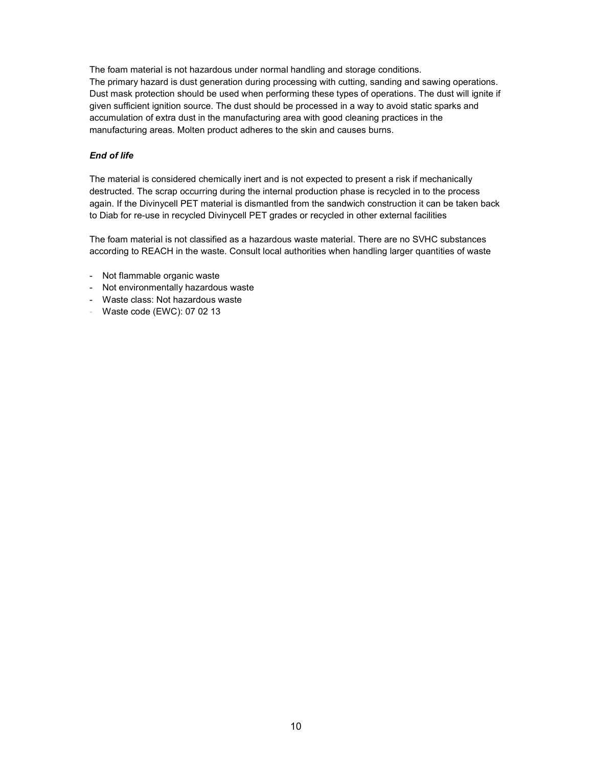The foam material is not hazardous under normal handling and storage conditions.
The primary hazard is dust generation during processing with cutting, sanding and sawing operations. Dust mask protection should be used when performing these types of operations. The dust will ignite if given sufficient ignition source. The dust should be processed in a way to avoid static sparks and accumulation of extra dust in the manufacturing area with good cleaning practices in the manufacturing areas. Molten product adheres to the skin and causes burns.

***End of life***

The material is considered chemically inert and is not expected to present a risk if mechanically destructed. The scrap occurring during the internal production phase is recycled in to the process again. If the Divinycell PET material is dismantled from the sandwich construction it can be taken back to Diab for re-use in recycled Divinycell PET grades or recycled in other external facilities

The foam material is not classified as a hazardous waste material. There are no SVHC substances according to REACH in the waste. Consult local authorities when handling larger quantities of waste

- Not flammable organic waste
- Not environmentally hazardous waste
- Waste class: Not hazardous waste
- Waste code (EWC): 07 02 13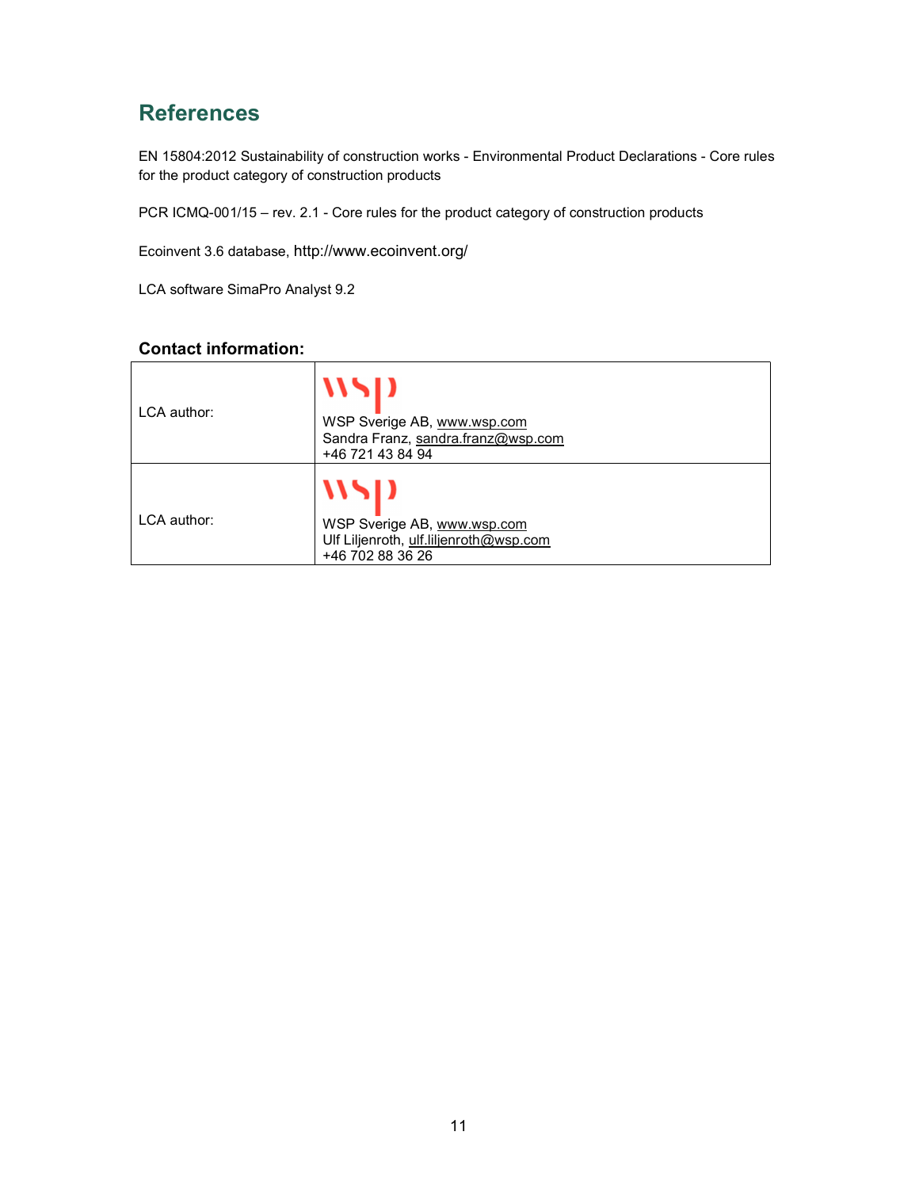## References

EN 15804:2012 Sustainability of construction works - Environmental Product Declarations - Core rules for the product category of construction products

PCR ICMQ-001/15 – rev. 2.1 - Core rules for the product category of construction products

Ecoinvent 3.6 database, http://www.ecoinvent.org/

LCA software SimaPro Analyst 9.2

### Contact information:

| | |
|---|---|
| LCA author: | wsp<br>WSP Sverige AB, www.wsp.com<br>Sandra Franz, sandra.franz@wsp.com<br>+46 721 43 84 94 |
| LCA author: | wsp<br>WSP Sverige AB, www.wsp.com<br>Ulf Liljenroth, ulf.liljenroth@wsp.com<br>+46 702 88 36 26 |